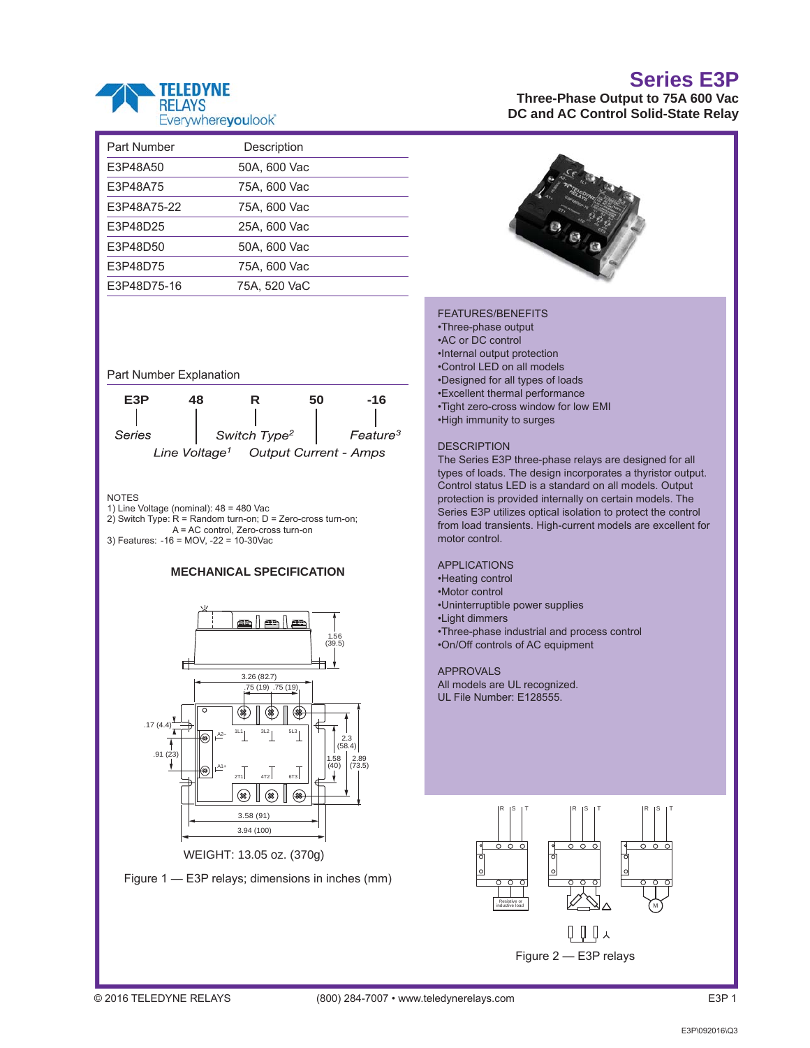# Series E3P

**Three-Phase Output to 75A 600 Vac**
**DC and AC Control Solid-State Relay**

| Part Number | Description |
|---|---|
| E3P48A50 | 50A, 600 Vac |
| E3P48A75 | 75A, 600 Vac |
| E3P48A75-22 | 75A, 600 Vac |
| E3P48D25 | 25A, 600 Vac |
| E3P48D50 | 50A, 600 Vac |
| E3P48D75 | 75A, 600 Vac |
| E3P48D75-16 | 75A, 520 VaC |

## Part Number Explanation

| E3P | 48 | R | 50 | -16 |
|---|---|---|---|---|
| *Series* | *Line Voltage*[1] | *Switch Type*[2] | *Output Current - Amps* | *Feature*[3] |

NOTES
1) Line Voltage (nominal): 48 = 480 Vac
2) Switch Type: R = Random turn-on; D = Zero-cross turn-on; A = AC control, Zero-cross turn-on
3) Features: -16 = MOV, -22 = 10-30Vac

## MECHANICAL SPECIFICATION

WEIGHT: 13.05 oz. (370g)

Figure 1 — E3P relays; dimensions in inches (mm)

## FEATURES/BENEFITS

- Three-phase output
- AC or DC control
- Internal output protection
- Control LED on all models
- Designed for all types of loads
- Excellent thermal performance
- Tight zero-cross window for low EMI
- High immunity to surges

## DESCRIPTION

The Series E3P three-phase relays are designed for all types of loads. The design incorporates a thyristor output. Control status LED is a standard on all models. Output protection is provided internally on certain models. The Series E3P utilizes optical isolation to protect the control from load transients. High-current models are excellent for motor control.

## APPLICATIONS

- Heating control
- Motor control
- Uninterruptible power supplies
- Light dimmers
- Three-phase industrial and process control
- On/Off controls of AC equipment

## APPROVALS

All models are UL recognized.
UL File Number: E128555.

Figure 2 — E3P relays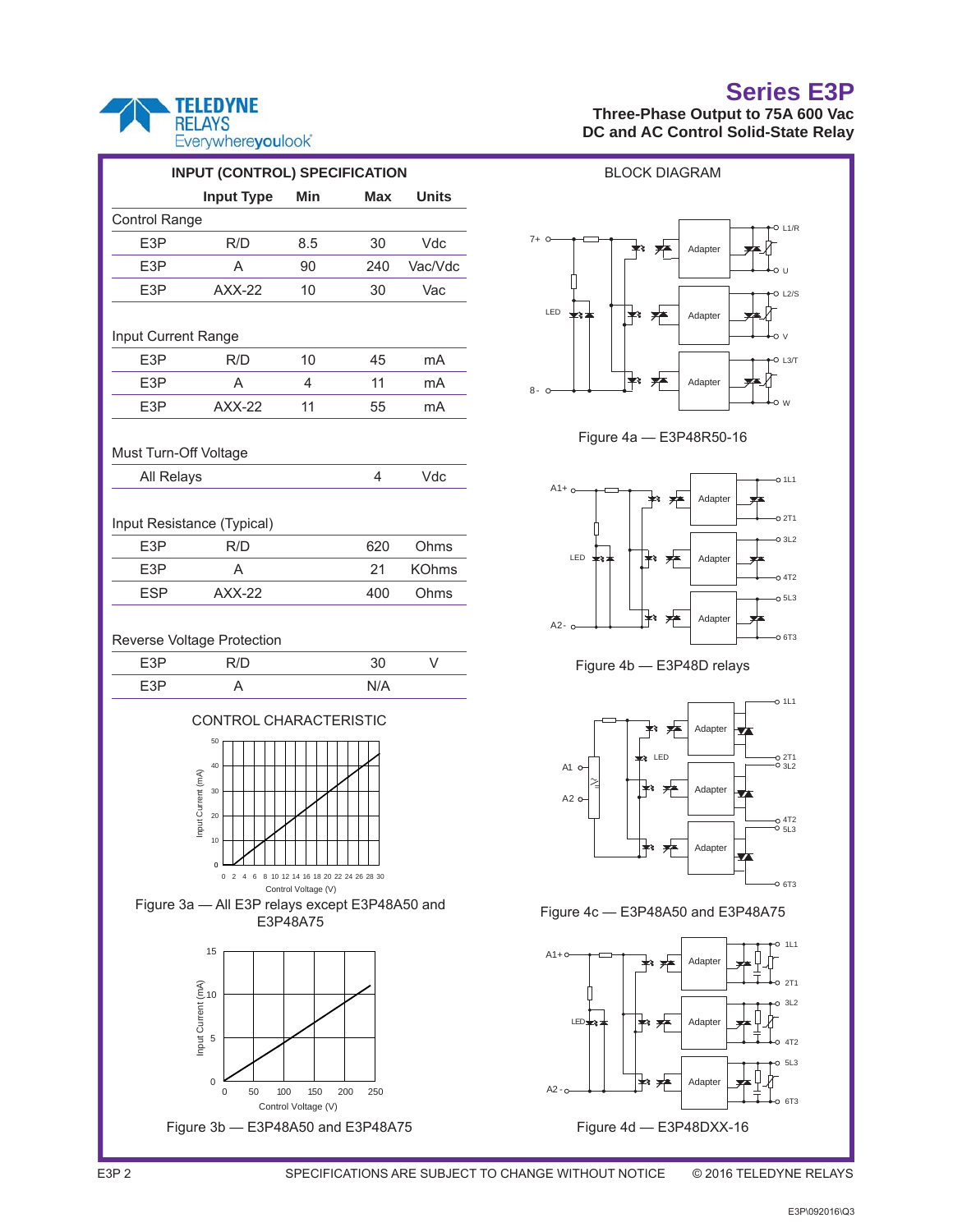# Series E3P

**Three-Phase Output to 75A 600 Vac**
**DC and AC Control Solid-State Relay**

## INPUT (CONTROL) SPECIFICATION

| | Input Type | Min | Max | Units |
|---|---|---|---|---|
| **Control Range** | | | | |
| E3P | R/D | 8.5 | 30 | Vdc |
| E3P | A | 90 | 240 | Vac/Vdc |
| E3P | AXX-22 | 10 | 30 | Vac |
| **Input Current Range** | | | | |
| E3P | R/D | 10 | 45 | mA |
| E3P | A | 4 | 11 | mA |
| E3P | AXX-22 | 11 | 55 | mA |
| **Must Turn-Off Voltage** | | | | |
| All Relays | | | 4 | Vdc |
| **Input Resistance (Typical)** | | | | |
| E3P | R/D | | 620 | Ohms |
| E3P | A | | 21 | KOhms |
| ESP | AXX-22 | | 400 | Ohms |
| **Reverse Voltage Protection** | | | | |
| E3P | R/D | | 30 | V |
| E3P | A | | N/A | |

## CONTROL CHARACTERISTIC

Figure 3a — All E3P relays except E3P48A50 and E3P48A75

Figure 3b — E3P48A50 and E3P48A75

## BLOCK DIAGRAM

Figure 4a — E3P48R50-16

Figure 4b — E3P48D relays

Figure 4c — E3P48A50 and E3P48A75

Figure 4d — E3P48DXX-16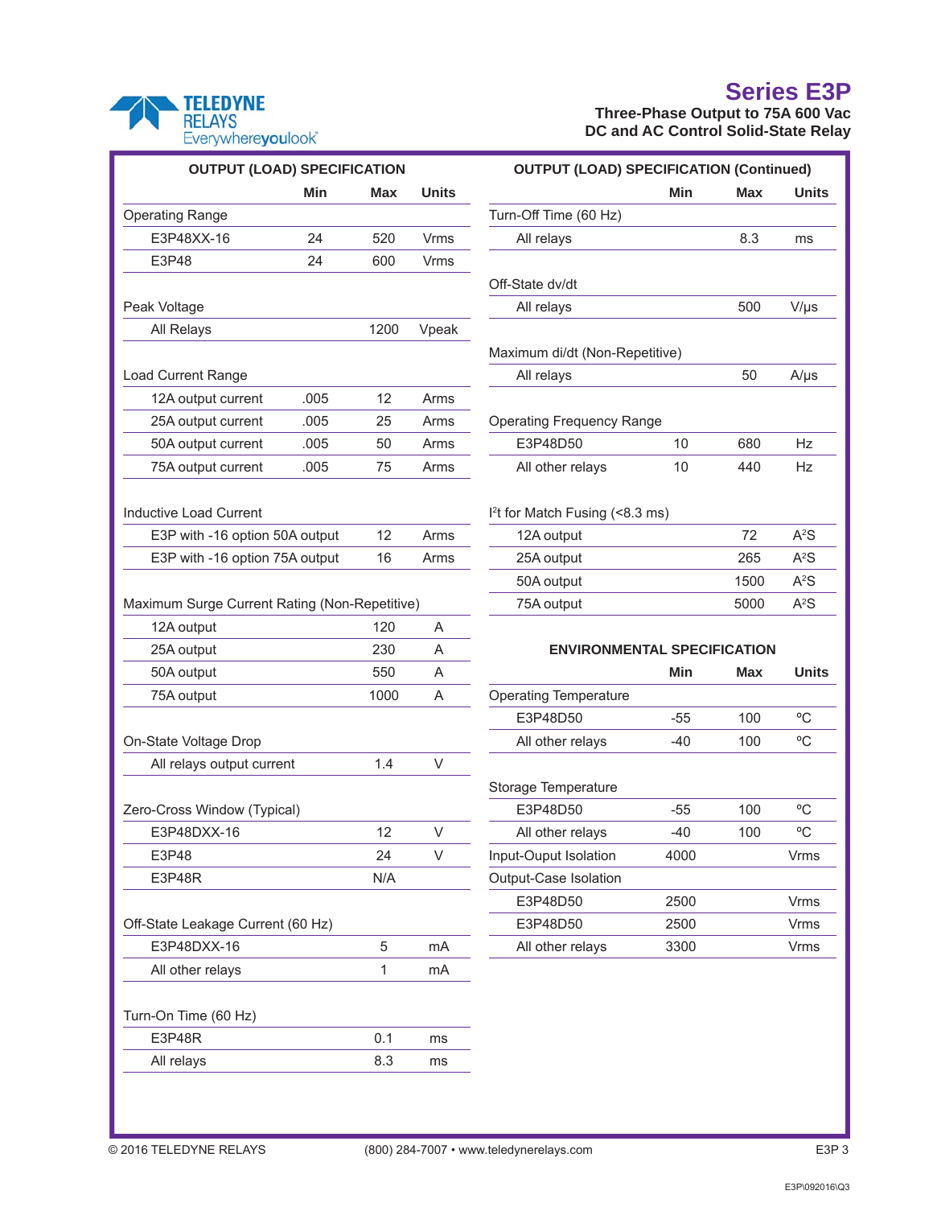# Series E3P

**Three-Phase Output to 75A 600 Vac**
**DC and AC Control Solid-State Relay**

## OUTPUT (LOAD) SPECIFICATION

| | Min | Max | Units |
|---|---|---|---|
| Operating Range | | | |
| E3P48XX-16 | 24 | 520 | Vrms |
| E3P48 | 24 | 600 | Vrms |
| Peak Voltage | | | |
| All Relays | | 1200 | Vpeak |
| Load Current Range | | | |
| 12A output current | .005 | 12 | Arms |
| 25A output current | .005 | 25 | Arms |
| 50A output current | .005 | 50 | Arms |
| 75A output current | .005 | 75 | Arms |
| Inductive Load Current | | | |
| E3P with -16 option 50A output | | 12 | Arms |
| E3P with -16 option 75A output | | 16 | Arms |
| Maximum Surge Current Rating (Non-Repetitive) | | | |
| 12A output | | 120 | A |
| 25A output | | 230 | A |
| 50A output | | 550 | A |
| 75A output | | 1000 | A |
| On-State Voltage Drop | | | |
| All relays output current | | 1.4 | V |
| Zero-Cross Window (Typical) | | | |
| E3P48DXX-16 | | 12 | V |
| E3P48 | | 24 | V |
| E3P48R | | N/A | |
| Off-State Leakage Current (60 Hz) | | | |
| E3P48DXX-16 | | 5 | mA |
| All other relays | | 1 | mA |
| Turn-On Time (60 Hz) | | | |
| E3P48R | | 0.1 | ms |
| All relays | | 8.3 | ms |

## OUTPUT (LOAD) SPECIFICATION (Continued)

| | Min | Max | Units |
|---|---|---|---|
| Turn-Off Time (60 Hz) | | | |
| All relays | | 8.3 | ms |
| Off-State dv/dt | | | |
| All relays | | 500 | V/µs |
| Maximum di/dt (Non-Repetitive) | | | |
| All relays | | 50 | A/µs |
| Operating Frequency Range | | | |
| E3P48D50 | 10 | 680 | Hz |
| All other relays | 10 | 440 | Hz |
| $I^2t$ for Match Fusing (<8.3 ms) | | | |
| 12A output | | 72 | $A^2S$ |
| 25A output | | 265 | $A^2S$ |
| 50A output | | 1500 | $A^2S$ |
| 75A output | | 5000 | $A^2S$ |

## ENVIRONMENTAL SPECIFICATION

| | Min | Max | Units |
|---|---|---|---|
| Operating Temperature | | | |
| E3P48D50 | -55 | 100 | ºC |
| All other relays | -40 | 100 | ºC |
| Storage Temperature | | | |
| E3P48D50 | -55 | 100 | ºC |
| All other relays | -40 | 100 | ºC |
| Input-Ouput Isolation | 4000 | | Vrms |
| Output-Case Isolation | | | |
| E3P48D50 | 2500 | | Vrms |
| E3P48D50 | 2500 | | Vrms |
| All other relays | 3300 | | Vrms |

© 2016 TELEDYNE RELAYS (800) 284-7007 • www.teledynerelays.com

E3P\092016\Q3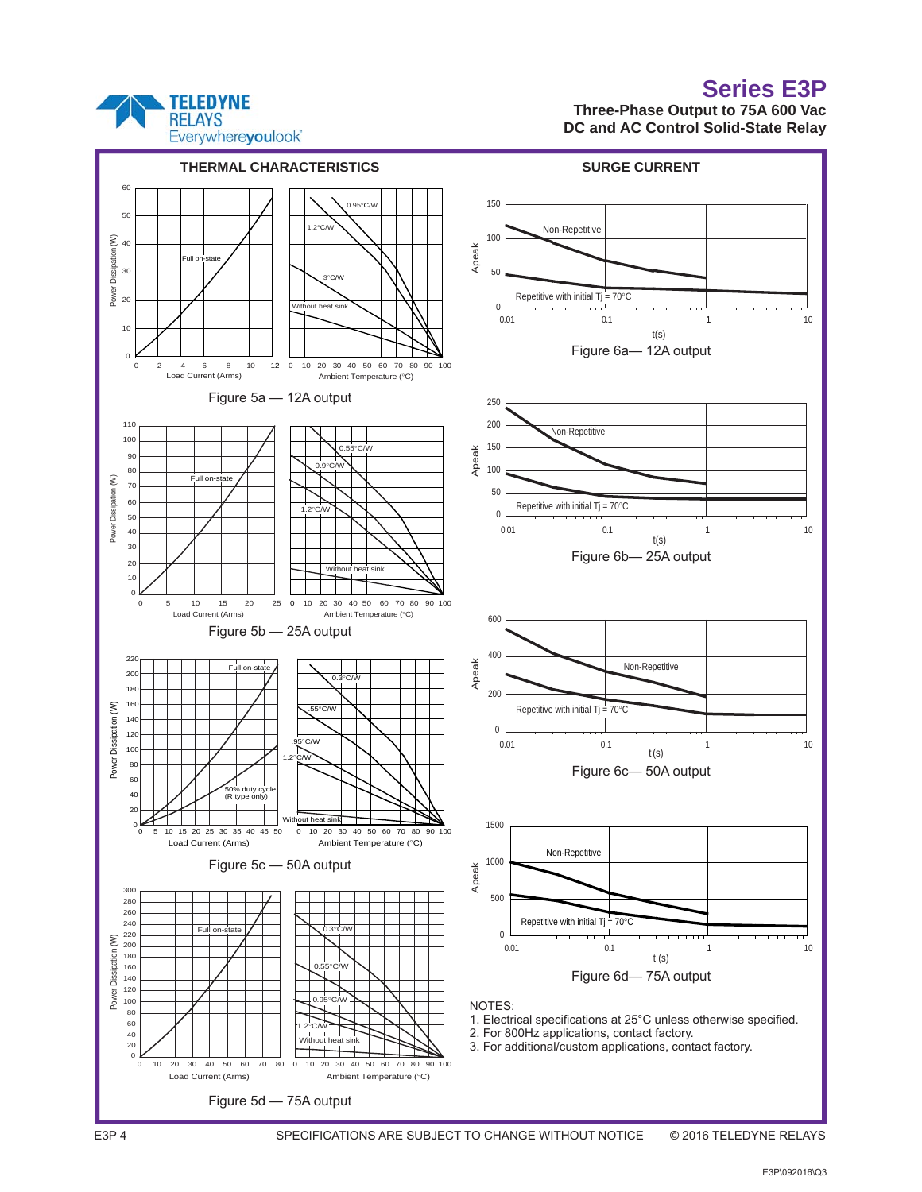# Series E3P

**Three-Phase Output to 75A 600 Vac**
**DC and AC Control Solid-State Relay**

## THERMAL CHARACTERISTICS

Power Dissipation (W)
60
50
40
30
20
10
0
Full on-state
0 2 4 6 8 10 12
Load Current (Arms)
0.95°C/W
1.2°C/W
3°C/W
Without heat sink
0 10 20 30 40 50 60 70 80 90 100
Ambient Temperature (°C)

Figure 5a — 12A output

Power Dissipation (W)
110
100
90
80
70
60
50
40
30
20
10
0
Full on-state
0 5 10 15 20 25
Load Current (Arms)
0.55°C/W
0.9°C/W
1.2°C/W
Without heat sink
0 10 20 30 40 50 60 70 80 90 100
Ambient Temperature (°C)

Figure 5b — 25A output

Power Dissipation (W)
220
200
180
160
140
120
100
80
60
40
20
0
Full on-state
50% duty cycle (R type only)
0 5 10 15 20 25 30 35 40 45 50
Load Current (Arms)
0.3°C/W
.55°C/W
.95°C/W
1.2°C/W
Without heat sink
0 10 20 30 40 50 60 70 80 90 100
Ambient Temperature (°C)

Figure 5c — 50A output

Power Dissipation (W)
300
280
260
240
220
200
180
160
140
120
100
80
60
40
20
0
Full on-state
0 10 20 30 40 50 60 70 80
Load Current (Arms)
0.3°C/W
0.55°C/W
0.95°C/W
1.2°C/W
Without heat sink
0 10 20 30 40 50 60 70 80 90 100
Ambient Temperature (°C)

Figure 5d — 75A output

## SURGE CURRENT

Apeak
150
100
50
0
Non-Repetitive
Repetitive with initial Tj = 70°C
0.01 0.1 1 10
t(s)

Figure 6a— 12A output

Apeak
250
200
150
100
50
0
Non-Repetitive
Repetitive with initial Tj = 70°C
0.01 0.1 1 10
t(s)

Figure 6b— 25A output

Apeak
600
400
200
0
Non-Repetitive
Repetitive with initial Tj = 70°C
0.01 0.1 1 10
t (s)

Figure 6c— 50A output

Apeak
1500
1000
500
0
Non-Repetitive
Repetitive with initial Tj = 70°C
0.01 0.1 1 10
t (s)

Figure 6d— 75A output

NOTES:
1. Electrical specifications at 25°C unless otherwise specified.
2. For 800Hz applications, contact factory.
3. For additional/custom applications, contact factory.